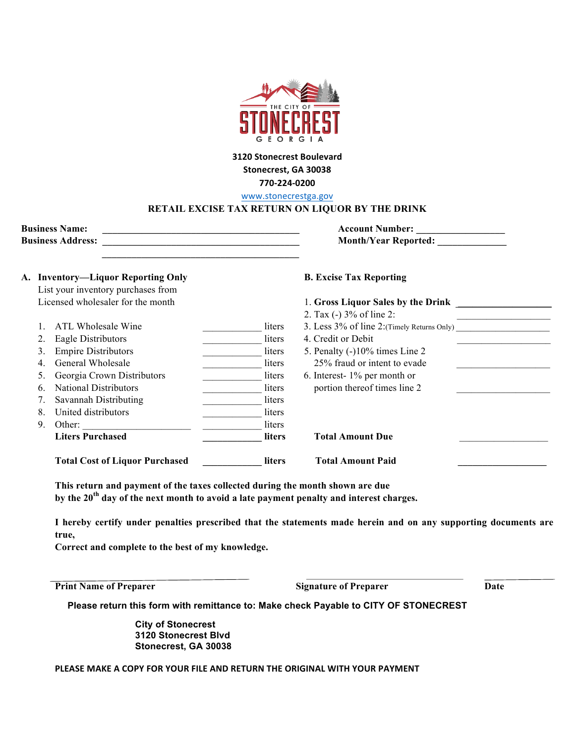THE CITY OF

# STONECREST

GEORGIA

**3120 Stonecrest Boulevard**
**Stonecrest, GA 30038**
**770-224-0200**
www.stonecrestga.gov

## RETAIL EXCISE TAX RETURN ON LIQUOR BY THE DRINK

**Business Name:** ________________________________________ **Account Number:** _________________

**Business Address:** ________________________________________ **Month/Year Reported:** ______________

________________________________________

**A. Inventory—Liquor Reporting Only**
List your inventory purchases from Licensed wholesaler for the month

| | | |
|---|---|---|
| 1. ATL Wholesale Wine | ____________ | liters |
| 2. Eagle Distributors | ____________ | liters |
| 3. Empire Distributors | ____________ | liters |
| 4. General Wholesale | ____________ | liters |
| 5. Georgia Crown Distributors | ____________ | liters |
| 6. National Distributors | ____________ | liters |
| 7. Savannah Distributing | ____________ | liters |
| 8. United distributors | ____________ | liters |
| 9. Other: ______________________ | ____________ | liters |
| **Liters Purchased** | ____________ | **liters** |
| **Total Cost of Liquor Purchased** | ____________ | **liters** |

**B. Excise Tax Reporting**

| | |
|---|---|
| 1. **Gross Liquor Sales by the Drink** | ___________________ |
| 2. Tax (-) 3% of line 2: | ___________________ |
| 3. Less 3% of line 2:(Timely Returns Only) | ___________________ |
| 4. Credit or Debit | ___________________ |
| 5. Penalty (-)10% times Line 2<br>25% fraud or intent to evade | ___________________ |
| 6. Interest- 1% per month or portion thereof times line 2 | ___________________ |
| **Total Amount Due** | ___________________ |
| **Total Amount Paid** | ___________________ |

**This return and payment of the taxes collected during the month shown are due by the 20th day of the next month to avoid a late payment penalty and interest charges.**

**I hereby certify under penalties prescribed that the statements made herein and on any supporting documents are true,**
**Correct and complete to the best of my knowledge.**

________________________________________ ________________________________ ____________

**Print Name of Preparer** **Signature of Preparer** **Date**

**Please return this form with remittance to: Make check Payable to CITY OF STONECREST**

**City of Stonecrest**
**3120 Stonecrest Blvd**
**Stonecrest, GA 30038**

**PLEASE MAKE A COPY FOR YOUR FILE AND RETURN THE ORIGINAL WITH YOUR PAYMENT**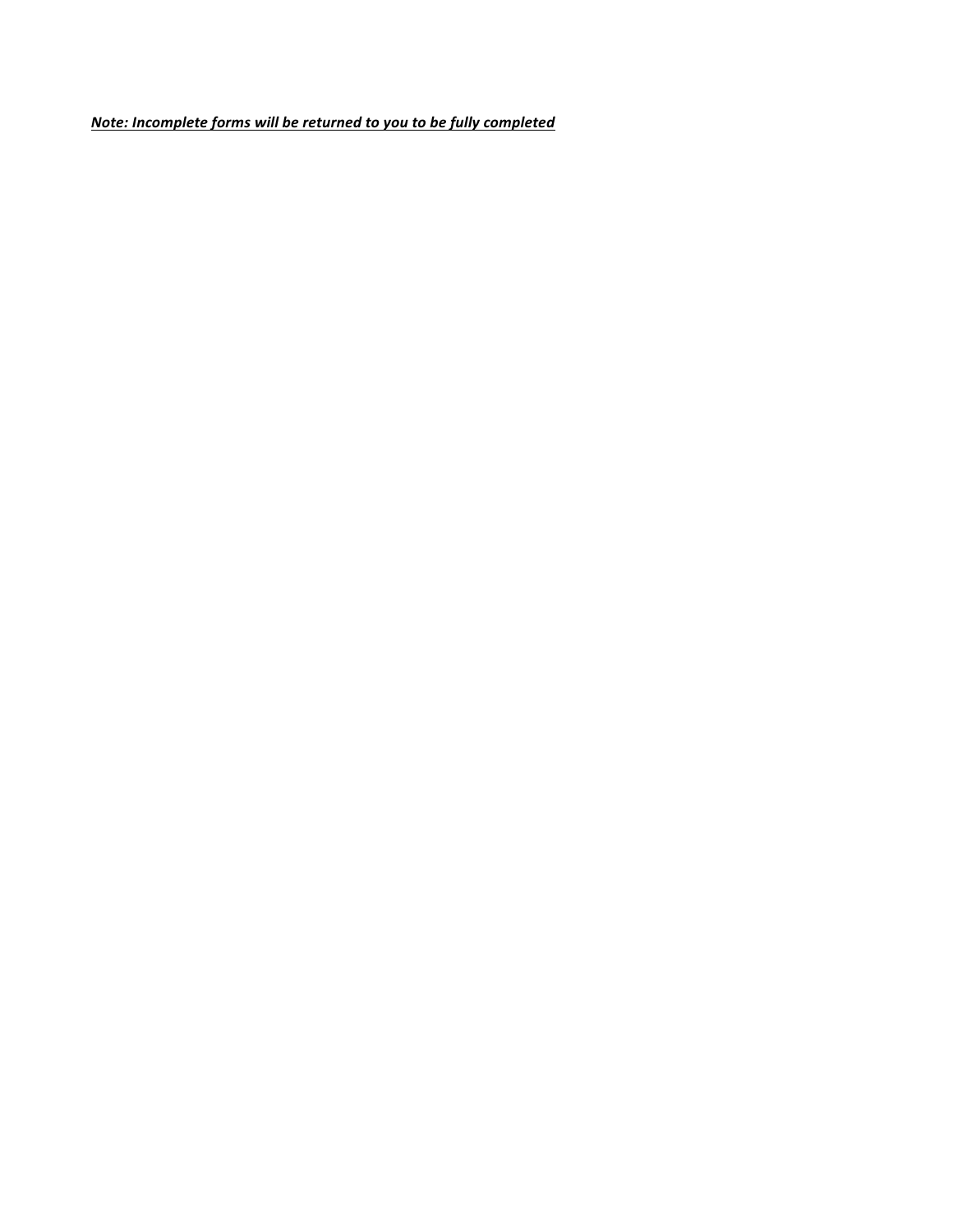***<u>Note: Incomplete forms will be returned to you to be fully completed</u>***